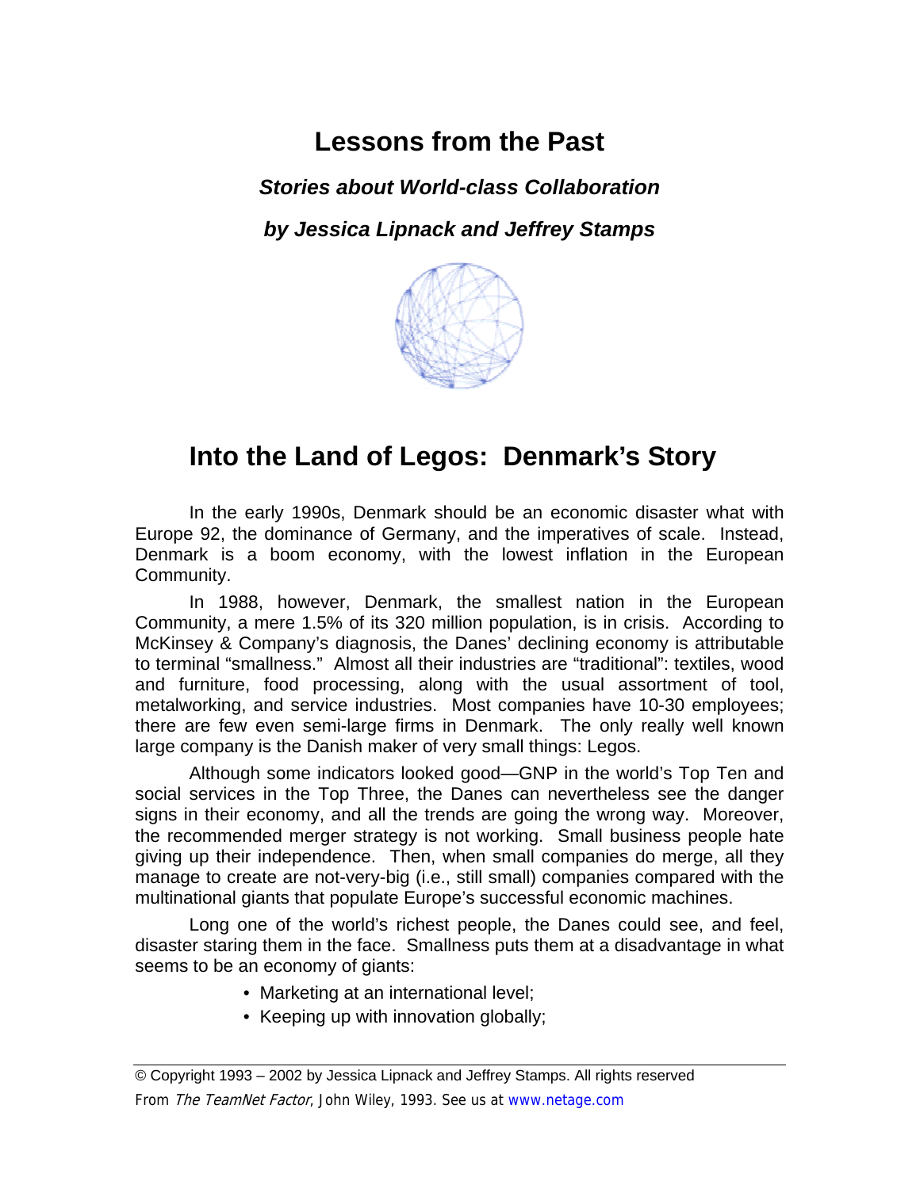# Lessons from the Past

***Stories about World-class Collaboration***

***by Jessica Lipnack and Jeffrey Stamps***

## Into the Land of Legos: Denmark's Story

In the early 1990s, Denmark should be an economic disaster what with Europe 92, the dominance of Germany, and the imperatives of scale. Instead, Denmark is a boom economy, with the lowest inflation in the European Community.

In 1988, however, Denmark, the smallest nation in the European Community, a mere 1.5% of its 320 million population, is in crisis. According to McKinsey & Company's diagnosis, the Danes' declining economy is attributable to terminal "smallness." Almost all their industries are "traditional": textiles, wood and furniture, food processing, along with the usual assortment of tool, metalworking, and service industries. Most companies have 10-30 employees; there are few even semi-large firms in Denmark. The only really well known large company is the Danish maker of very small things: Legos.

Although some indicators looked good—GNP in the world's Top Ten and social services in the Top Three, the Danes can nevertheless see the danger signs in their economy, and all the trends are going the wrong way. Moreover, the recommended merger strategy is not working. Small business people hate giving up their independence. Then, when small companies do merge, all they manage to create are not-very-big (i.e., still small) companies compared with the multinational giants that populate Europe's successful economic machines.

Long one of the world's richest people, the Danes could see, and feel, disaster staring them in the face. Smallness puts them at a disadvantage in what seems to be an economy of giants:

- Marketing at an international level;
- Keeping up with innovation globally;

© Copyright 1993 – 2002 by Jessica Lipnack and Jeffrey Stamps. All rights reserved

From *The TeamNet Factor*, John Wiley, 1993. See us at www.netage.com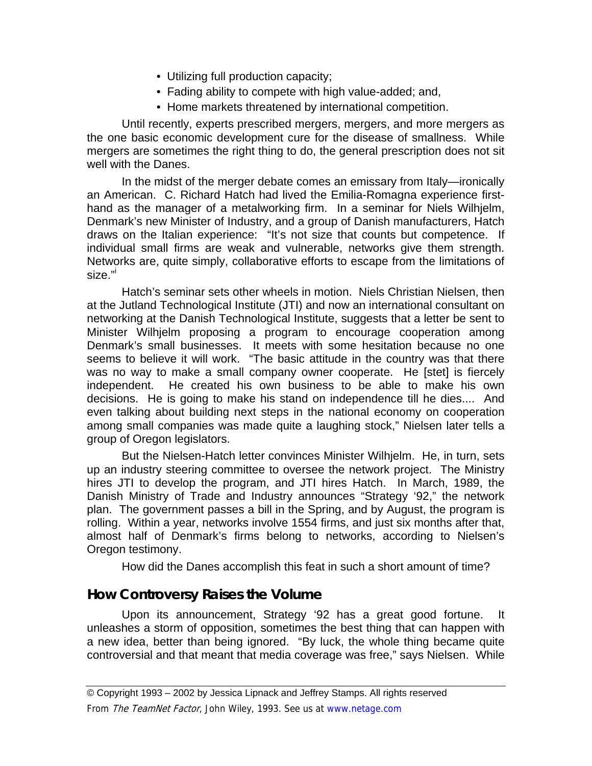- Utilizing full production capacity;
- Fading ability to compete with high value-added; and,
- Home markets threatened by international competition.

Until recently, experts prescribed mergers, mergers, and more mergers as the one basic economic development cure for the disease of smallness. While mergers are sometimes the right thing to do, the general prescription does not sit well with the Danes.

In the midst of the merger debate comes an emissary from Italy—ironically an American. C. Richard Hatch had lived the Emilia-Romagna experience first-hand as the manager of a metalworking firm. In a seminar for Niels Wilhjelm, Denmark's new Minister of Industry, and a group of Danish manufacturers, Hatch draws on the Italian experience: "It's not size that counts but competence. If individual small firms are weak and vulnerable, networks give them strength. Networks are, quite simply, collaborative efforts to escape from the limitations of size."[i]

Hatch's seminar sets other wheels in motion. Niels Christian Nielsen, then at the Jutland Technological Institute (JTI) and now an international consultant on networking at the Danish Technological Institute, suggests that a letter be sent to Minister Wilhjelm proposing a program to encourage cooperation among Denmark's small businesses. It meets with some hesitation because no one seems to believe it will work. "The basic attitude in the country was that there was no way to make a small company owner cooperate. He [stet] is fiercely independent. He created his own business to be able to make his own decisions. He is going to make his stand on independence till he dies.... And even talking about building next steps in the national economy on cooperation among small companies was made quite a laughing stock," Nielsen later tells a group of Oregon legislators.

But the Nielsen-Hatch letter convinces Minister Wilhjelm. He, in turn, sets up an industry steering committee to oversee the network project. The Ministry hires JTI to develop the program, and JTI hires Hatch. In March, 1989, the Danish Ministry of Trade and Industry announces "Strategy '92," the network plan. The government passes a bill in the Spring, and by August, the program is rolling. Within a year, networks involve 1554 firms, and just six months after that, almost half of Denmark's firms belong to networks, according to Nielsen's Oregon testimony.

How did the Danes accomplish this feat in such a short amount of time?

## How Controversy Raises the Volume

Upon its announcement, Strategy '92 has a great good fortune. It unleashes a storm of opposition, sometimes the best thing that can happen with a new idea, better than being ignored. "By luck, the whole thing became quite controversial and that meant that media coverage was free," says Nielsen. While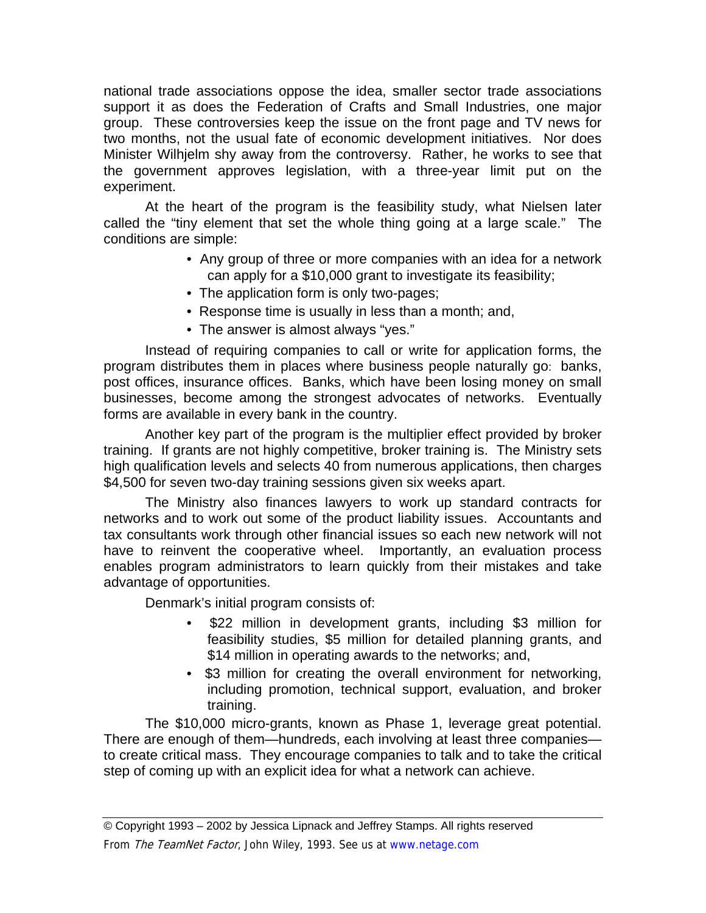national trade associations oppose the idea, smaller sector trade associations support it as does the Federation of Crafts and Small Industries, one major group. These controversies keep the issue on the front page and TV news for two months, not the usual fate of economic development initiatives. Nor does Minister Wilhjelm shy away from the controversy. Rather, he works to see that the government approves legislation, with a three-year limit put on the experiment.

At the heart of the program is the feasibility study, what Nielsen later called the "tiny element that set the whole thing going at a large scale." The conditions are simple:

- Any group of three or more companies with an idea for a network can apply for a $10,000 grant to investigate its feasibility;
- The application form is only two-pages;
- Response time is usually in less than a month; and,
- The answer is almost always "yes."

Instead of requiring companies to call or write for application forms, the program distributes them in places where business people naturally go: banks, post offices, insurance offices. Banks, which have been losing money on small businesses, become among the strongest advocates of networks. Eventually forms are available in every bank in the country.

Another key part of the program is the multiplier effect provided by broker training. If grants are not highly competitive, broker training is. The Ministry sets high qualification levels and selects 40 from numerous applications, then charges $4,500 for seven two-day training sessions given six weeks apart.

The Ministry also finances lawyers to work up standard contracts for networks and to work out some of the product liability issues. Accountants and tax consultants work through other financial issues so each new network will not have to reinvent the cooperative wheel. Importantly, an evaluation process enables program administrators to learn quickly from their mistakes and take advantage of opportunities.

Denmark's initial program consists of:

- $22 million in development grants, including $3 million for feasibility studies, $5 million for detailed planning grants, and $14 million in operating awards to the networks; and,
- $3 million for creating the overall environment for networking, including promotion, technical support, evaluation, and broker training.

The $10,000 micro-grants, known as Phase 1, leverage great potential. There are enough of them—hundreds, each involving at least three companies—to create critical mass. They encourage companies to talk and to take the critical step of coming up with an explicit idea for what a network can achieve.

© Copyright 1993 – 2002 by Jessica Lipnack and Jeffrey Stamps. All rights reserved
From *The TeamNet Factor*, John Wiley, 1993. See us at www.netage.com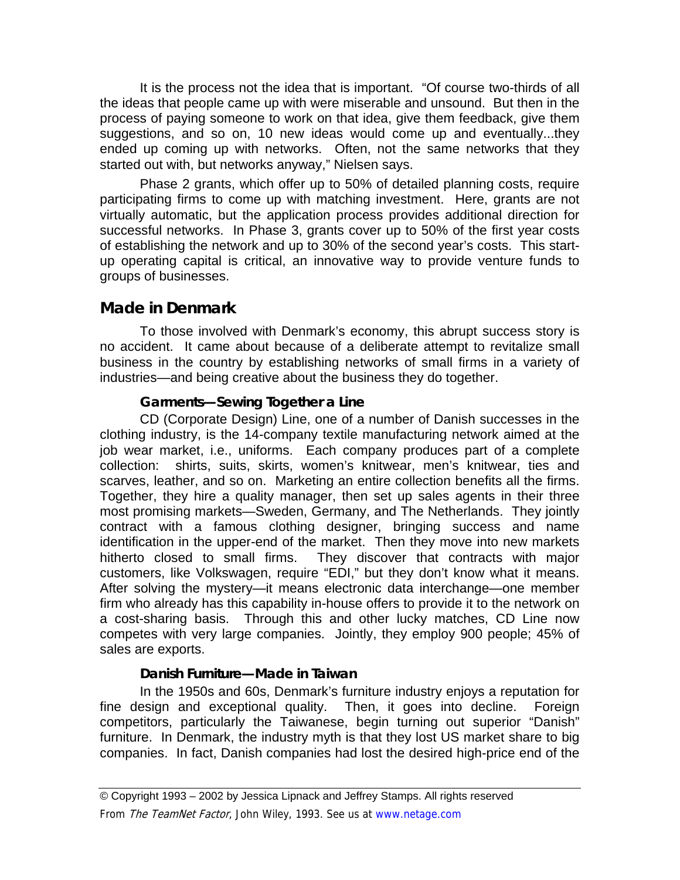It is the process not the idea that is important. "Of course two-thirds of all the ideas that people came up with were miserable and unsound. But then in the process of paying someone to work on that idea, give them feedback, give them suggestions, and so on, 10 new ideas would come up and eventually...they ended up coming up with networks. Often, not the same networks that they started out with, but networks anyway," Nielsen says.

Phase 2 grants, which offer up to 50% of detailed planning costs, require participating firms to come up with matching investment. Here, grants are not virtually automatic, but the application process provides additional direction for successful networks. In Phase 3, grants cover up to 50% of the first year costs of establishing the network and up to 30% of the second year's costs. This start-up operating capital is critical, an innovative way to provide venture funds to groups of businesses.

## Made in Denmark

To those involved with Denmark's economy, this abrupt success story is no accident. It came about because of a deliberate attempt to revitalize small business in the country by establishing networks of small firms in a variety of industries—and being creative about the business they do together.

### Garments—Sewing Together a Line

CD (Corporate Design) Line, one of a number of Danish successes in the clothing industry, is the 14-company textile manufacturing network aimed at the job wear market, i.e., uniforms. Each company produces part of a complete collection: shirts, suits, skirts, women's knitwear, men's knitwear, ties and scarves, leather, and so on. Marketing an entire collection benefits all the firms. Together, they hire a quality manager, then set up sales agents in their three most promising markets—Sweden, Germany, and The Netherlands. They jointly contract with a famous clothing designer, bringing success and name identification in the upper-end of the market. Then they move into new markets hitherto closed to small firms. They discover that contracts with major customers, like Volkswagen, require "EDI," but they don't know what it means. After solving the mystery—it means electronic data interchange—one member firm who already has this capability in-house offers to provide it to the network on a cost-sharing basis. Through this and other lucky matches, CD Line now competes with very large companies. Jointly, they employ 900 people; 45% of sales are exports.

### Danish Furniture—Made in Taiwan

In the 1950s and 60s, Denmark's furniture industry enjoys a reputation for fine design and exceptional quality. Then, it goes into decline. Foreign competitors, particularly the Taiwanese, begin turning out superior "Danish" furniture. In Denmark, the industry myth is that they lost US market share to big companies. In fact, Danish companies had lost the desired high-price end of the

© Copyright 1993 – 2002 by Jessica Lipnack and Jeffrey Stamps. All rights reserved
From *The TeamNet Factor*, John Wiley, 1993. See us at www.netage.com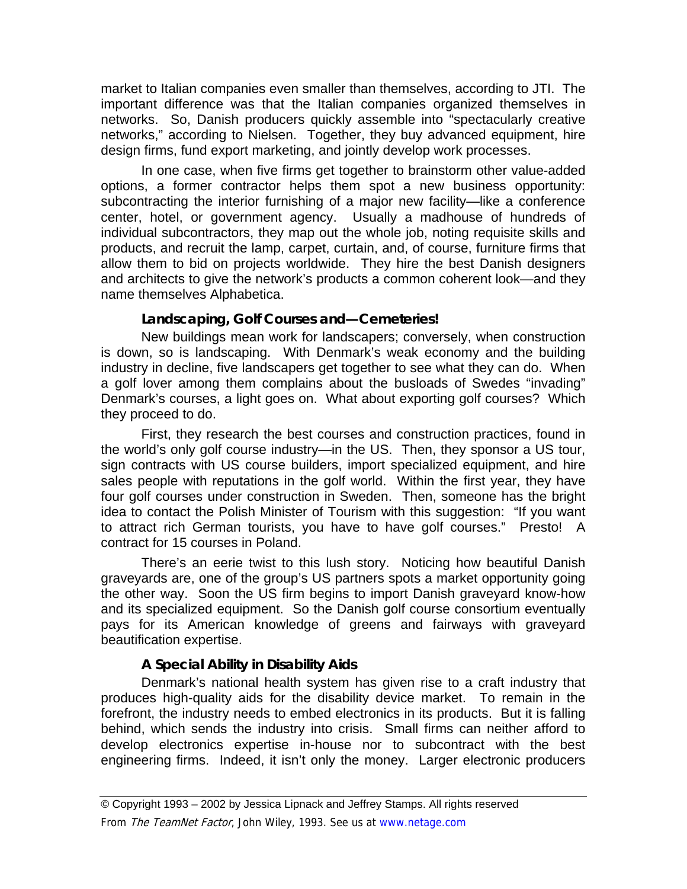market to Italian companies even smaller than themselves, according to JTI. The important difference was that the Italian companies organized themselves in networks. So, Danish producers quickly assemble into "spectacularly creative networks," according to Nielsen. Together, they buy advanced equipment, hire design firms, fund export marketing, and jointly develop work processes.

In one case, when five firms get together to brainstorm other value-added options, a former contractor helps them spot a new business opportunity: subcontracting the interior furnishing of a major new facility—like a conference center, hotel, or government agency. Usually a madhouse of hundreds of individual subcontractors, they map out the whole job, noting requisite skills and products, and recruit the lamp, carpet, curtain, and, of course, furniture firms that allow them to bid on projects worldwide. They hire the best Danish designers and architects to give the network's products a common coherent look—and they name themselves Alphabetica.

### Landscaping, Golf Courses and—Cemeteries!

New buildings mean work for landscapers; conversely, when construction is down, so is landscaping. With Denmark's weak economy and the building industry in decline, five landscapers get together to see what they can do. When a golf lover among them complains about the busloads of Swedes "invading" Denmark's courses, a light goes on. What about exporting golf courses? Which they proceed to do.

First, they research the best courses and construction practices, found in the world's only golf course industry—in the US. Then, they sponsor a US tour, sign contracts with US course builders, import specialized equipment, and hire sales people with reputations in the golf world. Within the first year, they have four golf courses under construction in Sweden. Then, someone has the bright idea to contact the Polish Minister of Tourism with this suggestion: "If you want to attract rich German tourists, you have to have golf courses." Presto! A contract for 15 courses in Poland.

There's an eerie twist to this lush story. Noticing how beautiful Danish graveyards are, one of the group's US partners spots a market opportunity going the other way. Soon the US firm begins to import Danish graveyard know-how and its specialized equipment. So the Danish golf course consortium eventually pays for its American knowledge of greens and fairways with graveyard beautification expertise.

### A Special Ability in Disability Aids

Denmark's national health system has given rise to a craft industry that produces high-quality aids for the disability device market. To remain in the forefront, the industry needs to embed electronics in its products. But it is falling behind, which sends the industry into crisis. Small firms can neither afford to develop electronics expertise in-house nor to subcontract with the best engineering firms. Indeed, it isn't only the money. Larger electronic producers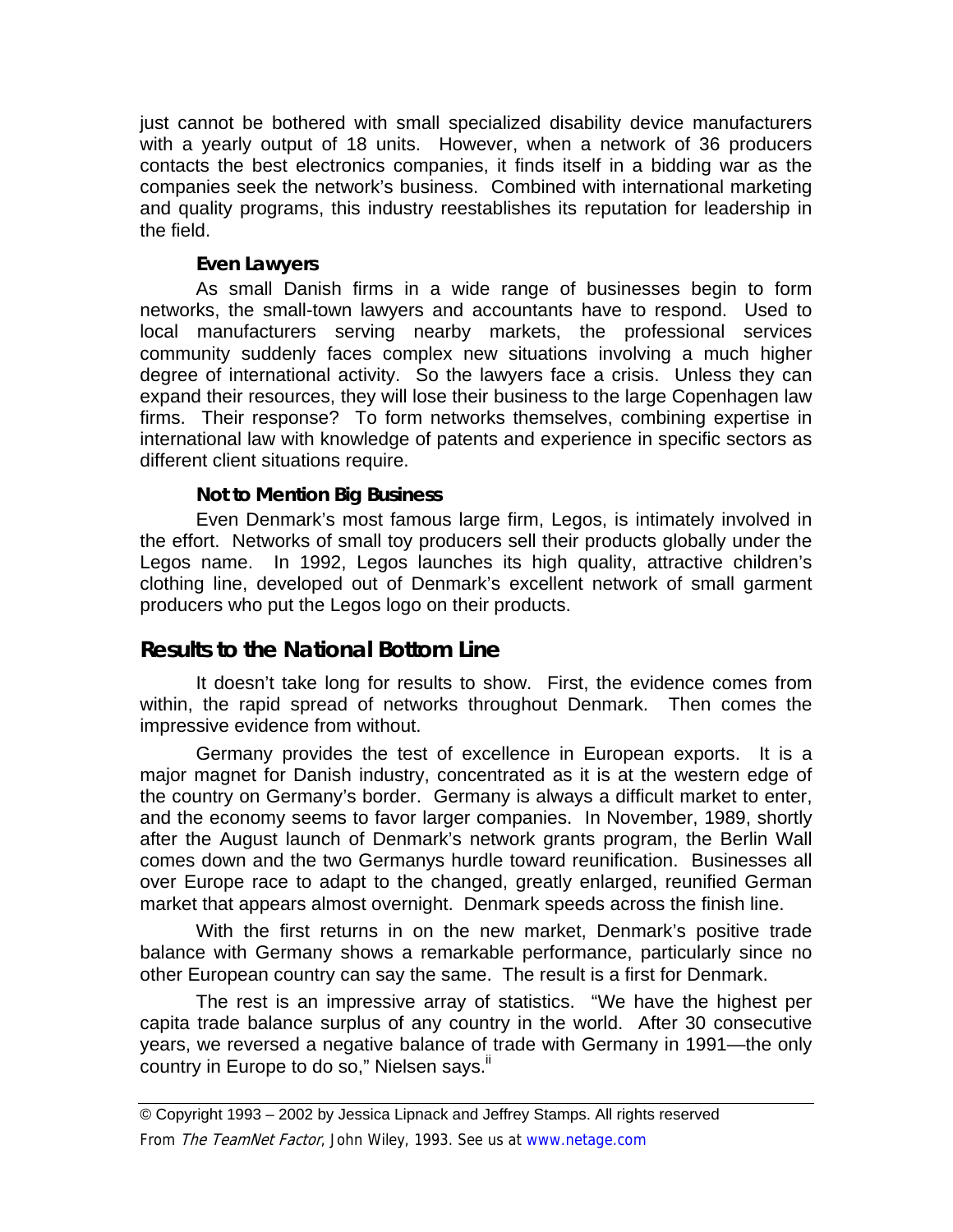just cannot be bothered with small specialized disability device manufacturers with a yearly output of 18 units. However, when a network of 36 producers contacts the best electronics companies, it finds itself in a bidding war as the companies seek the network's business. Combined with international marketing and quality programs, this industry reestablishes its reputation for leadership in the field.

### Even Lawyers

As small Danish firms in a wide range of businesses begin to form networks, the small-town lawyers and accountants have to respond. Used to local manufacturers serving nearby markets, the professional services community suddenly faces complex new situations involving a much higher degree of international activity. So the lawyers face a crisis. Unless they can expand their resources, they will lose their business to the large Copenhagen law firms. Their response? To form networks themselves, combining expertise in international law with knowledge of patents and experience in specific sectors as different client situations require.

### Not to Mention Big Business

Even Denmark's most famous large firm, Legos, is intimately involved in the effort. Networks of small toy producers sell their products globally under the Legos name. In 1992, Legos launches its high quality, attractive children's clothing line, developed out of Denmark's excellent network of small garment producers who put the Legos logo on their products.

## Results to the National Bottom Line

It doesn't take long for results to show. First, the evidence comes from within, the rapid spread of networks throughout Denmark. Then comes the impressive evidence from without.

Germany provides the test of excellence in European exports. It is a major magnet for Danish industry, concentrated as it is at the western edge of the country on Germany's border. Germany is always a difficult market to enter, and the economy seems to favor larger companies. In November, 1989, shortly after the August launch of Denmark's network grants program, the Berlin Wall comes down and the two Germanys hurdle toward reunification. Businesses all over Europe race to adapt to the changed, greatly enlarged, reunified German market that appears almost overnight. Denmark speeds across the finish line.

With the first returns in on the new market, Denmark's positive trade balance with Germany shows a remarkable performance, particularly since no other European country can say the same. The result is a first for Denmark.

The rest is an impressive array of statistics. "We have the highest per capita trade balance surplus of any country in the world. After 30 consecutive years, we reversed a negative balance of trade with Germany in 1991—the only country in Europe to do so," Nielsen says.[ii]

© Copyright 1993 – 2002 by Jessica Lipnack and Jeffrey Stamps. All rights reserved
From *The TeamNet Factor*, John Wiley, 1993. See us at www.netage.com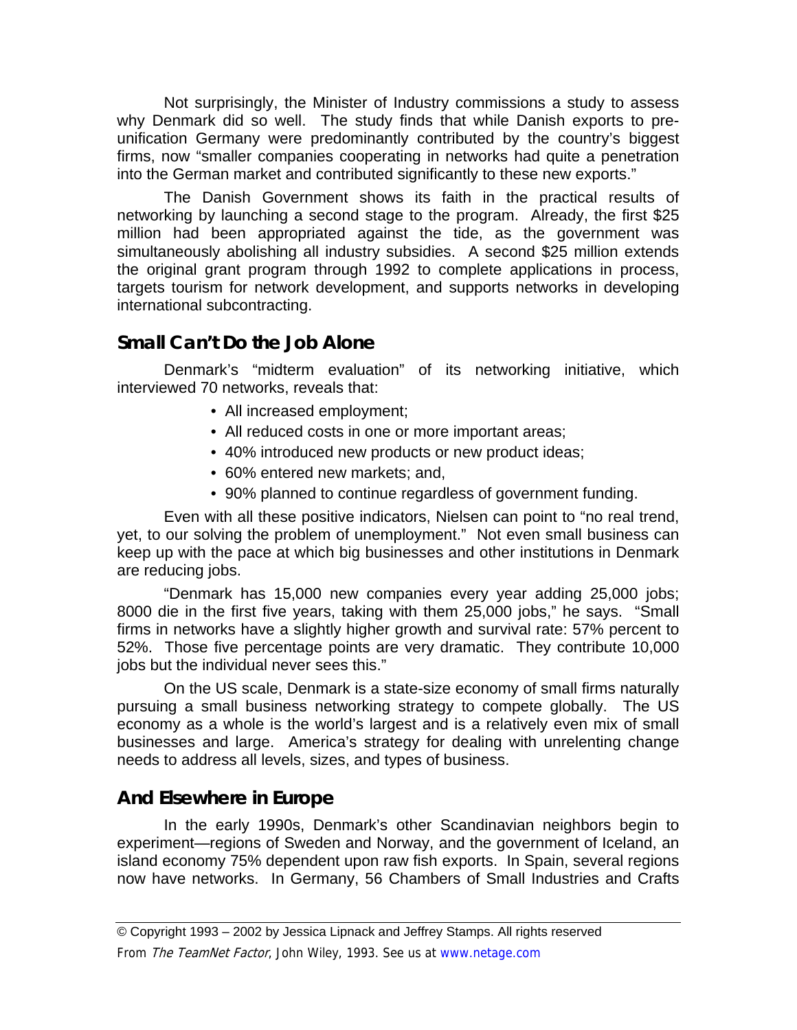Not surprisingly, the Minister of Industry commissions a study to assess why Denmark did so well. The study finds that while Danish exports to pre-unification Germany were predominantly contributed by the country's biggest firms, now "smaller companies cooperating in networks had quite a penetration into the German market and contributed significantly to these new exports."

The Danish Government shows its faith in the practical results of networking by launching a second stage to the program. Already, the first $25 million had been appropriated against the tide, as the government was simultaneously abolishing all industry subsidies. A second $25 million extends the original grant program through 1992 to complete applications in process, targets tourism for network development, and supports networks in developing international subcontracting.

## Small Can't Do the Job Alone

Denmark's "midterm evaluation" of its networking initiative, which interviewed 70 networks, reveals that:

- All increased employment;
- All reduced costs in one or more important areas;
- 40% introduced new products or new product ideas;
- 60% entered new markets; and,
- 90% planned to continue regardless of government funding.

Even with all these positive indicators, Nielsen can point to "no real trend, yet, to our solving the problem of unemployment." Not even small business can keep up with the pace at which big businesses and other institutions in Denmark are reducing jobs.

"Denmark has 15,000 new companies every year adding 25,000 jobs; 8000 die in the first five years, taking with them 25,000 jobs," he says. "Small firms in networks have a slightly higher growth and survival rate: 57% percent to 52%. Those five percentage points are very dramatic. They contribute 10,000 jobs but the individual never sees this."

On the US scale, Denmark is a state-size economy of small firms naturally pursuing a small business networking strategy to compete globally. The US economy as a whole is the world's largest and is a relatively even mix of small businesses and large. America's strategy for dealing with unrelenting change needs to address all levels, sizes, and types of business.

## And Elsewhere in Europe

In the early 1990s, Denmark's other Scandinavian neighbors begin to experiment—regions of Sweden and Norway, and the government of Iceland, an island economy 75% dependent upon raw fish exports. In Spain, several regions now have networks. In Germany, 56 Chambers of Small Industries and Crafts

© Copyright 1993 – 2002 by Jessica Lipnack and Jeffrey Stamps. All rights reserved
From *The TeamNet Factor*, John Wiley, 1993. See us at www.netage.com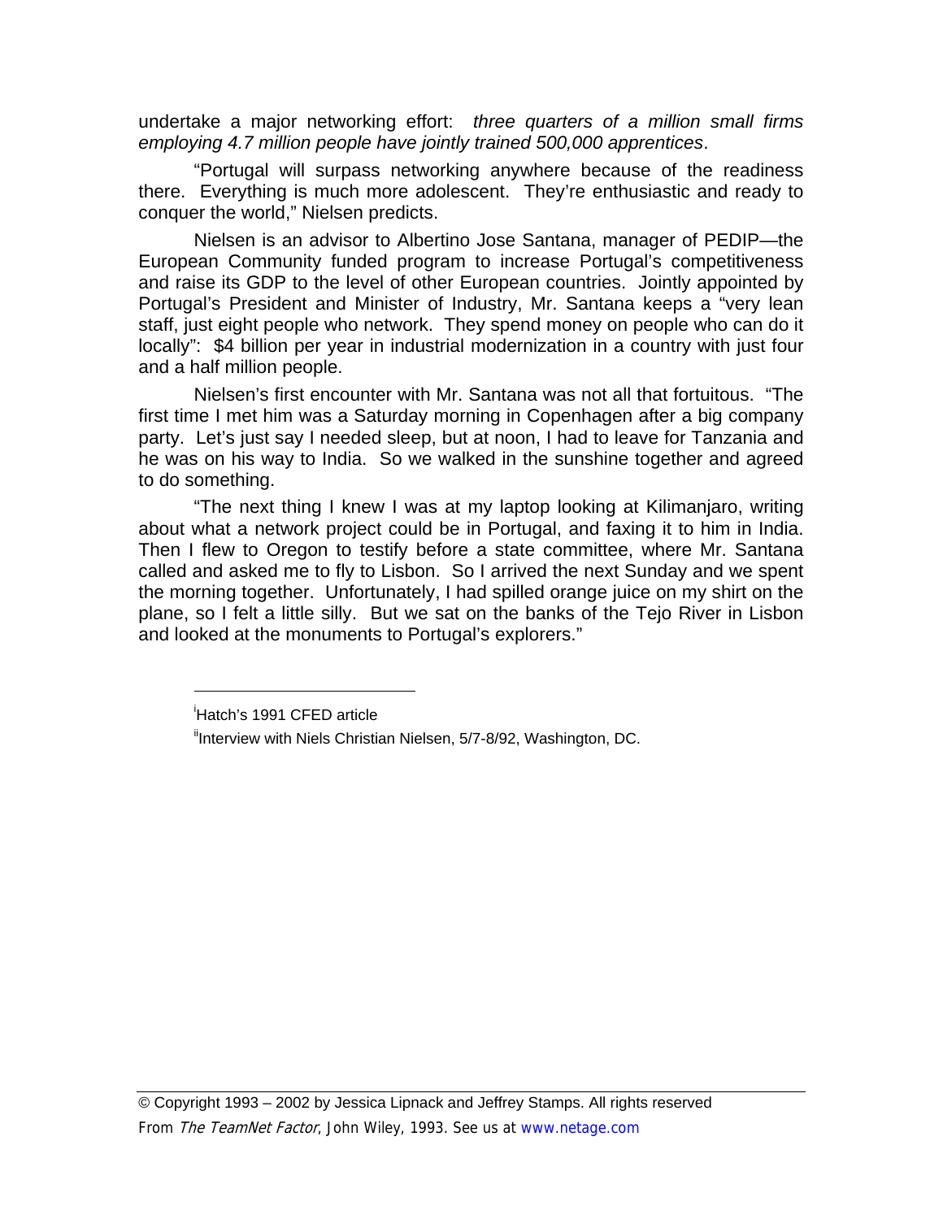undertake a major networking effort: *three quarters of a million small firms employing 4.7 million people have jointly trained 500,000 apprentices*.

"Portugal will surpass networking anywhere because of the readiness there. Everything is much more adolescent. They're enthusiastic and ready to conquer the world," Nielsen predicts.

Nielsen is an advisor to Albertino Jose Santana, manager of PEDIP—the European Community funded program to increase Portugal's competitiveness and raise its GDP to the level of other European countries. Jointly appointed by Portugal's President and Minister of Industry, Mr. Santana keeps a "very lean staff, just eight people who network. They spend money on people who can do it locally": $4 billion per year in industrial modernization in a country with just four and a half million people.

Nielsen's first encounter with Mr. Santana was not all that fortuitous. "The first time I met him was a Saturday morning in Copenhagen after a big company party. Let's just say I needed sleep, but at noon, I had to leave for Tanzania and he was on his way to India. So we walked in the sunshine together and agreed to do something.

"The next thing I knew I was at my laptop looking at Kilimanjaro, writing about what a network project could be in Portugal, and faxing it to him in India. Then I flew to Oregon to testify before a state committee, where Mr. Santana called and asked me to fly to Lisbon. So I arrived the next Sunday and we spent the morning together. Unfortunately, I had spilled orange juice on my shirt on the plane, so I felt a little silly. But we sat on the banks of the Tejo River in Lisbon and looked at the monuments to Portugal's explorers."

---

[i] Hatch's 1991 CFED article

[ii] Interview with Niels Christian Nielsen, 5/7-8/92, Washington, DC.

© Copyright 1993 – 2002 by Jessica Lipnack and Jeffrey Stamps. All rights reserved

From *The TeamNet Factor*, John Wiley, 1993. See us at www.netage.com